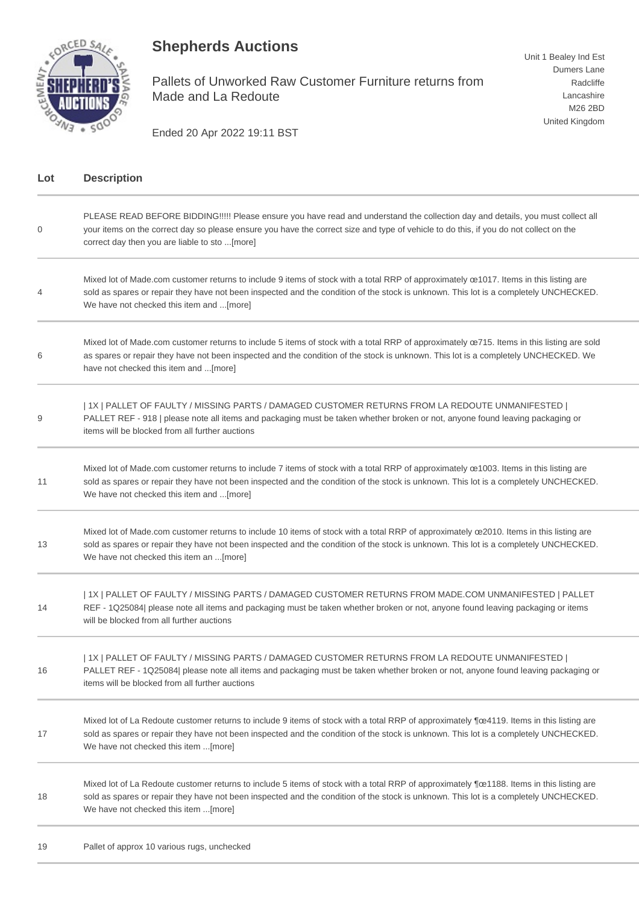# Shepherds Auctions

Pallets of Unworked Raw Customer Furniture returns from Made and La Redoute

Ended 20 Apr 2022 19:11 BST

Unit 1 Bealey Ind Est
Dumers Lane
Radcliffe
Lancashire
M26 2BD
United Kingdom

| Lot | Description |
| --- | --- |
| 0 | PLEASE READ BEFORE BIDDING!!!!! Please ensure you have read and understand the collection day and details, you must collect all your items on the correct day so please ensure you have the correct size and type of vehicle to do this, if you do not collect on the correct day then you are liable to sto ...[more] |
| 4 | Mixed lot of Made.com customer returns to include 9 items of stock with a total RRP of approximately œ1017. Items in this listing are sold as spares or repair they have not been inspected and the condition of the stock is unknown. This lot is a completely UNCHECKED. We have not checked this item and ...[more] |
| 6 | Mixed lot of Made.com customer returns to include 5 items of stock with a total RRP of approximately œ715. Items in this listing are sold as spares or repair they have not been inspected and the condition of the stock is unknown. This lot is a completely UNCHECKED. We have not checked this item and ...[more] |
| 9 | \| 1X \| PALLET OF FAULTY / MISSING PARTS / DAMAGED CUSTOMER RETURNS FROM LA REDOUTE UNMANIFESTED \| PALLET REF - 918 \| please note all items and packaging must be taken whether broken or not, anyone found leaving packaging or items will be blocked from all further auctions |
| 11 | Mixed lot of Made.com customer returns to include 7 items of stock with a total RRP of approximately œ1003. Items in this listing are sold as spares or repair they have not been inspected and the condition of the stock is unknown. This lot is a completely UNCHECKED. We have not checked this item and ...[more] |
| 13 | Mixed lot of Made.com customer returns to include 10 items of stock with a total RRP of approximately œ2010. Items in this listing are sold as spares or repair they have not been inspected and the condition of the stock is unknown. This lot is a completely UNCHECKED. We have not checked this item an ...[more] |
| 14 | \| 1X \| PALLET OF FAULTY / MISSING PARTS / DAMAGED CUSTOMER RETURNS FROM MADE.COM UNMANIFESTED \| PALLET REF - 1Q25084\| please note all items and packaging must be taken whether broken or not, anyone found leaving packaging or items will be blocked from all further auctions |
| 16 | \| 1X \| PALLET OF FAULTY / MISSING PARTS / DAMAGED CUSTOMER RETURNS FROM LA REDOUTE UNMANIFESTED \| PALLET REF - 1Q25084\| please note all items and packaging must be taken whether broken or not, anyone found leaving packaging or items will be blocked from all further auctions |
| 17 | Mixed lot of La Redoute customer returns to include 9 items of stock with a total RRP of approximately ¶œ4119. Items in this listing are sold as spares or repair they have not been inspected and the condition of the stock is unknown. This lot is a completely UNCHECKED. We have not checked this item ...[more] |
| 18 | Mixed lot of La Redoute customer returns to include 5 items of stock with a total RRP of approximately ¶œ1188. Items in this listing are sold as spares or repair they have not been inspected and the condition of the stock is unknown. This lot is a completely UNCHECKED. We have not checked this item ...[more] |
| 19 | Pallet of approx 10 various rugs, unchecked |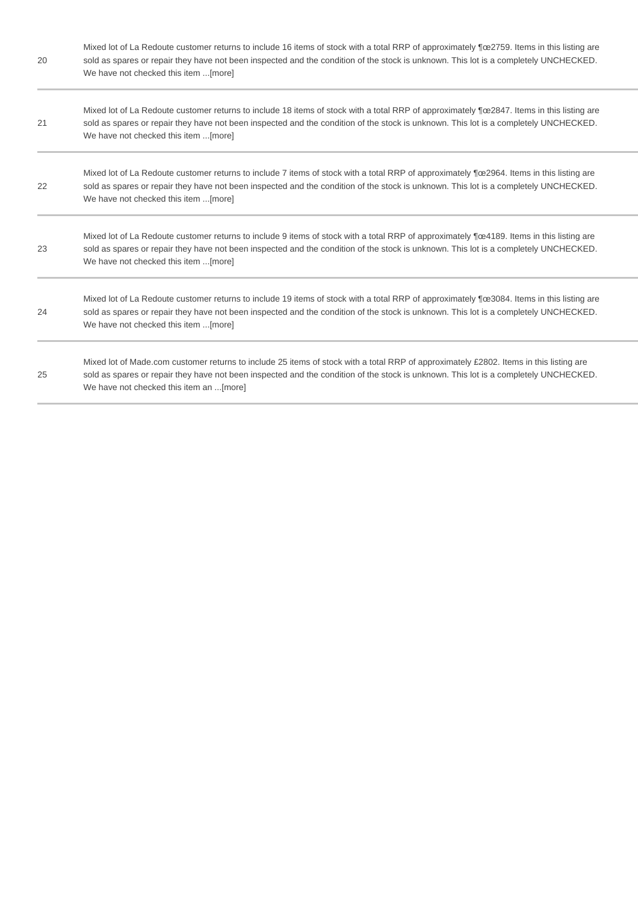| | |
|---|---|
| 20 | Mixed lot of La Redoute customer returns to include 16 items of stock with a total RRP of approximately ¶œ2759. Items in this listing are sold as spares or repair they have not been inspected and the condition of the stock is unknown. This lot is a completely UNCHECKED. We have not checked this item ...[more] |
| 21 | Mixed lot of La Redoute customer returns to include 18 items of stock with a total RRP of approximately ¶œ2847. Items in this listing are sold as spares or repair they have not been inspected and the condition of the stock is unknown. This lot is a completely UNCHECKED. We have not checked this item ...[more] |
| 22 | Mixed lot of La Redoute customer returns to include 7 items of stock with a total RRP of approximately ¶œ2964. Items in this listing are sold as spares or repair they have not been inspected and the condition of the stock is unknown. This lot is a completely UNCHECKED. We have not checked this item ...[more] |
| 23 | Mixed lot of La Redoute customer returns to include 9 items of stock with a total RRP of approximately ¶œ4189. Items in this listing are sold as spares or repair they have not been inspected and the condition of the stock is unknown. This lot is a completely UNCHECKED. We have not checked this item ...[more] |
| 24 | Mixed lot of La Redoute customer returns to include 19 items of stock with a total RRP of approximately ¶œ3084. Items in this listing are sold as spares or repair they have not been inspected and the condition of the stock is unknown. This lot is a completely UNCHECKED. We have not checked this item ...[more] |
| 25 | Mixed lot of Made.com customer returns to include 25 items of stock with a total RRP of approximately £2802. Items in this listing are sold as spares or repair they have not been inspected and the condition of the stock is unknown. This lot is a completely UNCHECKED. We have not checked this item an ...[more] |